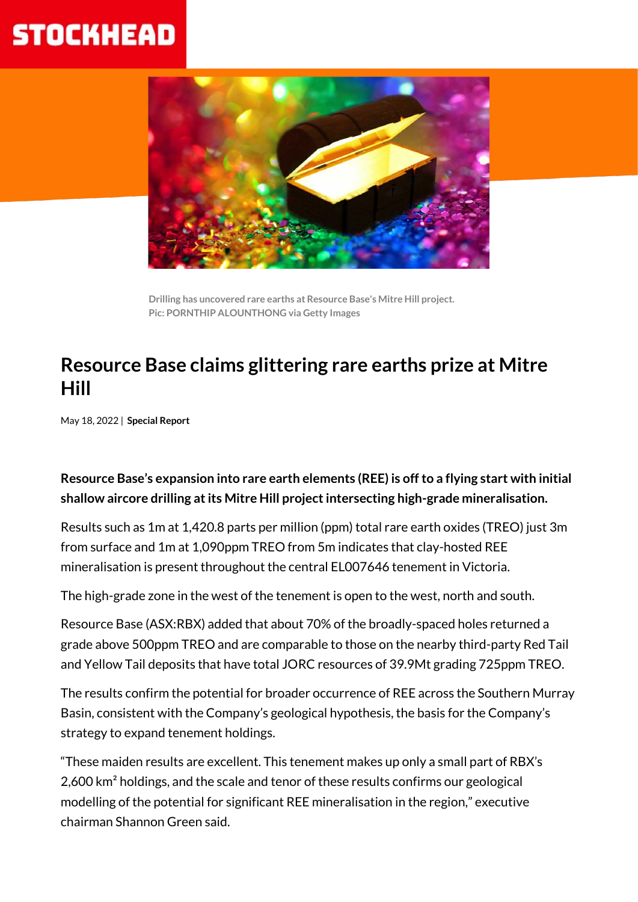STOCKHEAD

Drilling has uncovered rare earths at Resource Base's Mitre Hill project.
Pic: PORNTHIP ALOUNTHONG via Getty Images

# Resource Base claims glittering rare earths prize at Mitre Hill

May 18, 2022 | **Special Report**

**Resource Base's expansion into rare earth elements (REE) is off to a flying start with initial shallow aircore drilling at its Mitre Hill project intersecting high-grade mineralisation.**

Results such as 1m at 1,420.8 parts per million (ppm) total rare earth oxides (TREO) just 3m from surface and 1m at 1,090ppm TREO from 5m indicates that clay-hosted REE mineralisation is present throughout the central EL007646 tenement in Victoria.

The high-grade zone in the west of the tenement is open to the west, north and south.

Resource Base (ASX:RBX) added that about 70% of the broadly-spaced holes returned a grade above 500ppm TREO and are comparable to those on the nearby third-party Red Tail and Yellow Tail deposits that have total JORC resources of 39.9Mt grading 725ppm TREO.

The results confirm the potential for broader occurrence of REE across the Southern Murray Basin, consistent with the Company's geological hypothesis, the basis for the Company's strategy to expand tenement holdings.

"These maiden results are excellent. This tenement makes up only a small part of RBX's 2,600 km² holdings, and the scale and tenor of these results confirms our geological modelling of the potential for significant REE mineralisation in the region," executive chairman Shannon Green said.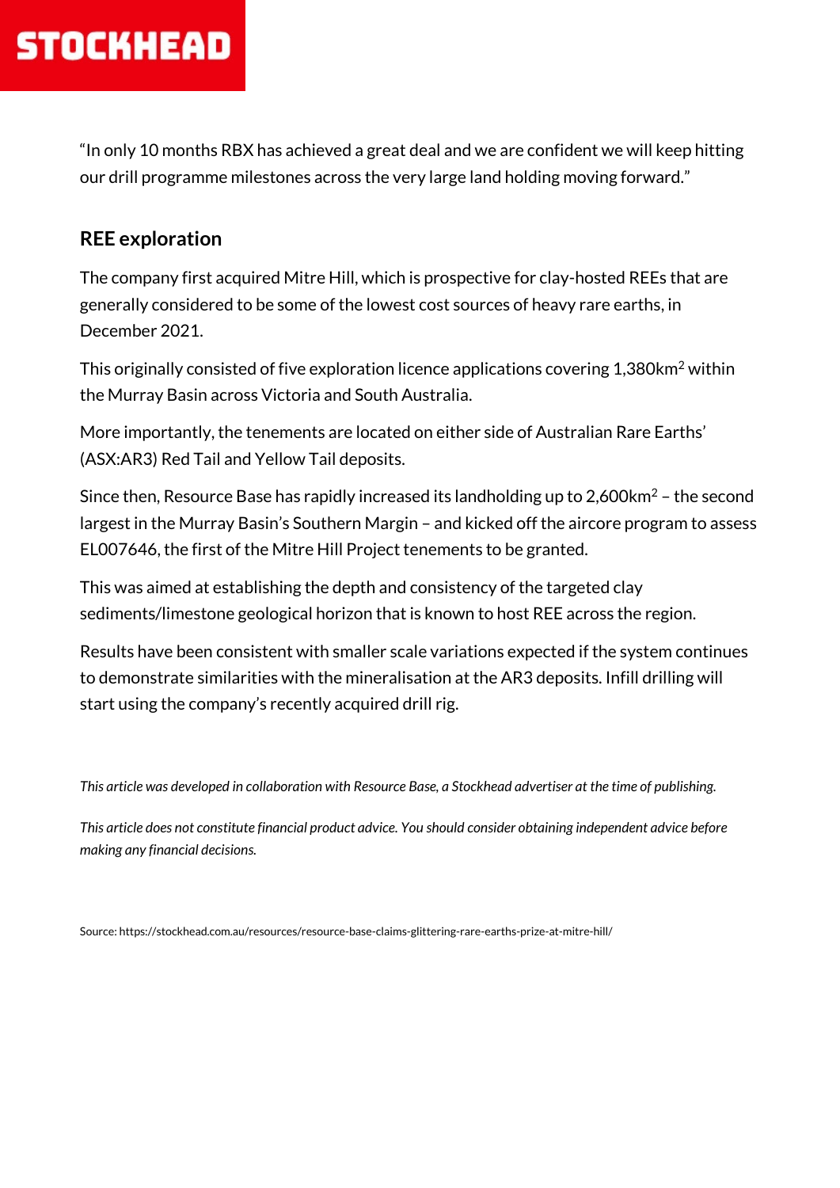"In only 10 months RBX has achieved a great deal and we are confident we will keep hitting our drill programme milestones across the very large land holding moving forward."

## REE exploration

The company first acquired Mitre Hill, which is prospective for clay-hosted REEs that are generally considered to be some of the lowest cost sources of heavy rare earths, in December 2021.

This originally consisted of five exploration licence applications covering 1,380km$^2$ within the Murray Basin across Victoria and South Australia.

More importantly, the tenements are located on either side of Australian Rare Earths' (ASX:AR3) Red Tail and Yellow Tail deposits.

Since then, Resource Base has rapidly increased its landholding up to 2,600km$^2$ – the second largest in the Murray Basin's Southern Margin – and kicked off the aircore program to assess EL007646, the first of the Mitre Hill Project tenements to be granted.

This was aimed at establishing the depth and consistency of the targeted clay sediments/limestone geological horizon that is known to host REE across the region.

Results have been consistent with smaller scale variations expected if the system continues to demonstrate similarities with the mineralisation at the AR3 deposits. Infill drilling will start using the company's recently acquired drill rig.

*This article was developed in collaboration with Resource Base, a Stockhead advertiser at the time of publishing.*

*This article does not constitute financial product advice. You should consider obtaining independent advice before making any financial decisions.*

Source: https://stockhead.com.au/resources/resource-base-claims-glittering-rare-earths-prize-at-mitre-hill/